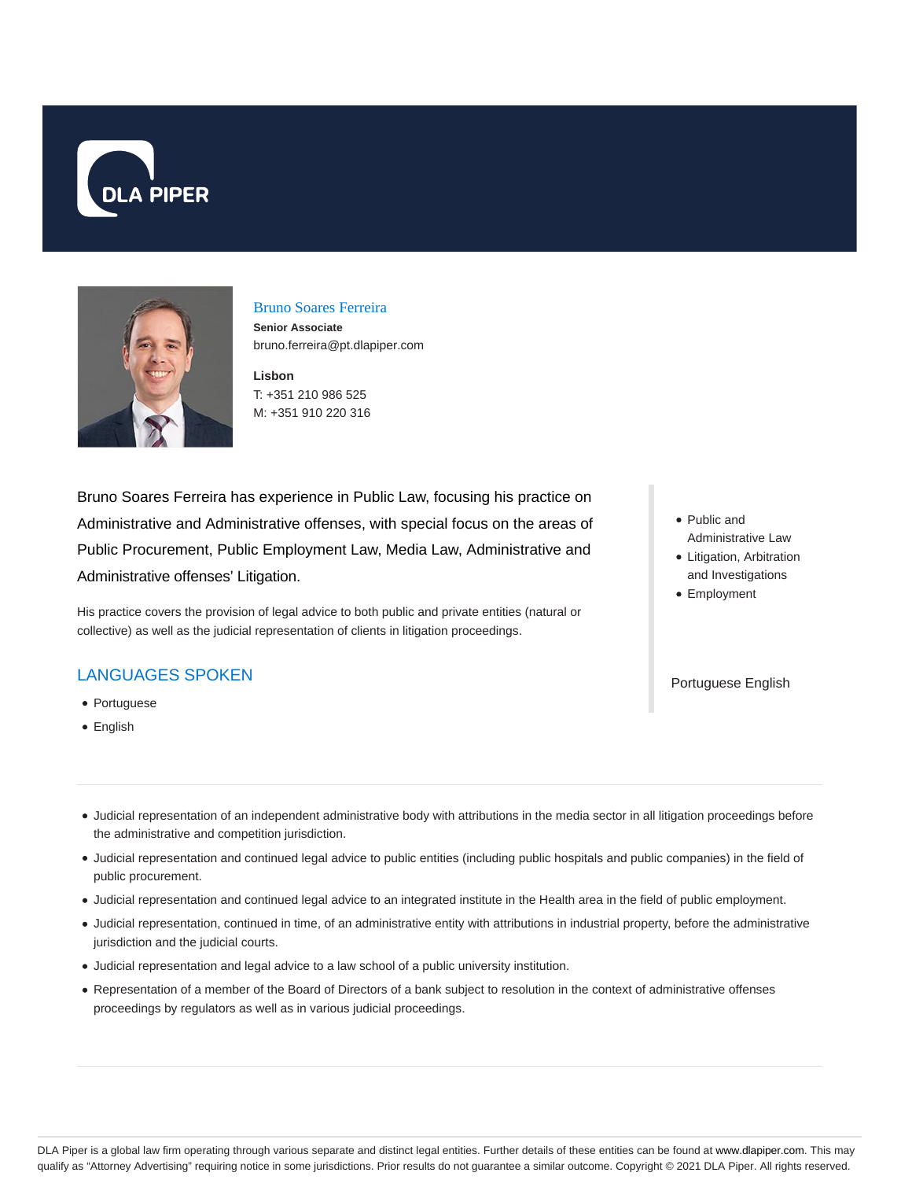DLA PIPER

## Bruno Soares Ferreira

**Senior Associate**
bruno.ferreira@pt.dlapiper.com

**Lisbon**
T: +351 210 986 525
M: +351 910 220 316

Bruno Soares Ferreira has experience in Public Law, focusing his practice on Administrative and Administrative offenses, with special focus on the areas of Public Procurement, Public Employment Law, Media Law, Administrative and Administrative offenses' Litigation.

His practice covers the provision of legal advice to both public and private entities (natural or collective) as well as the judicial representation of clients in litigation proceedings.

- Public and Administrative Law
- Litigation, Arbitration and Investigations
- Employment

Portuguese English

## LANGUAGES SPOKEN

- Portuguese
- English

---

- Judicial representation of an independent administrative body with attributions in the media sector in all litigation proceedings before the administrative and competition jurisdiction.
- Judicial representation and continued legal advice to public entities (including public hospitals and public companies) in the field of public procurement.
- Judicial representation and continued legal advice to an integrated institute in the Health area in the field of public employment.
- Judicial representation, continued in time, of an administrative entity with attributions in industrial property, before the administrative jurisdiction and the judicial courts.
- Judicial representation and legal advice to a law school of a public university institution.
- Representation of a member of the Board of Directors of a bank subject to resolution in the context of administrative offenses proceedings by regulators as well as in various judicial proceedings.

---

DLA Piper is a global law firm operating through various separate and distinct legal entities. Further details of these entities can be found at www.dlapiper.com. This may qualify as "Attorney Advertising" requiring notice in some jurisdictions. Prior results do not guarantee a similar outcome. Copyright © 2021 DLA Piper. All rights reserved.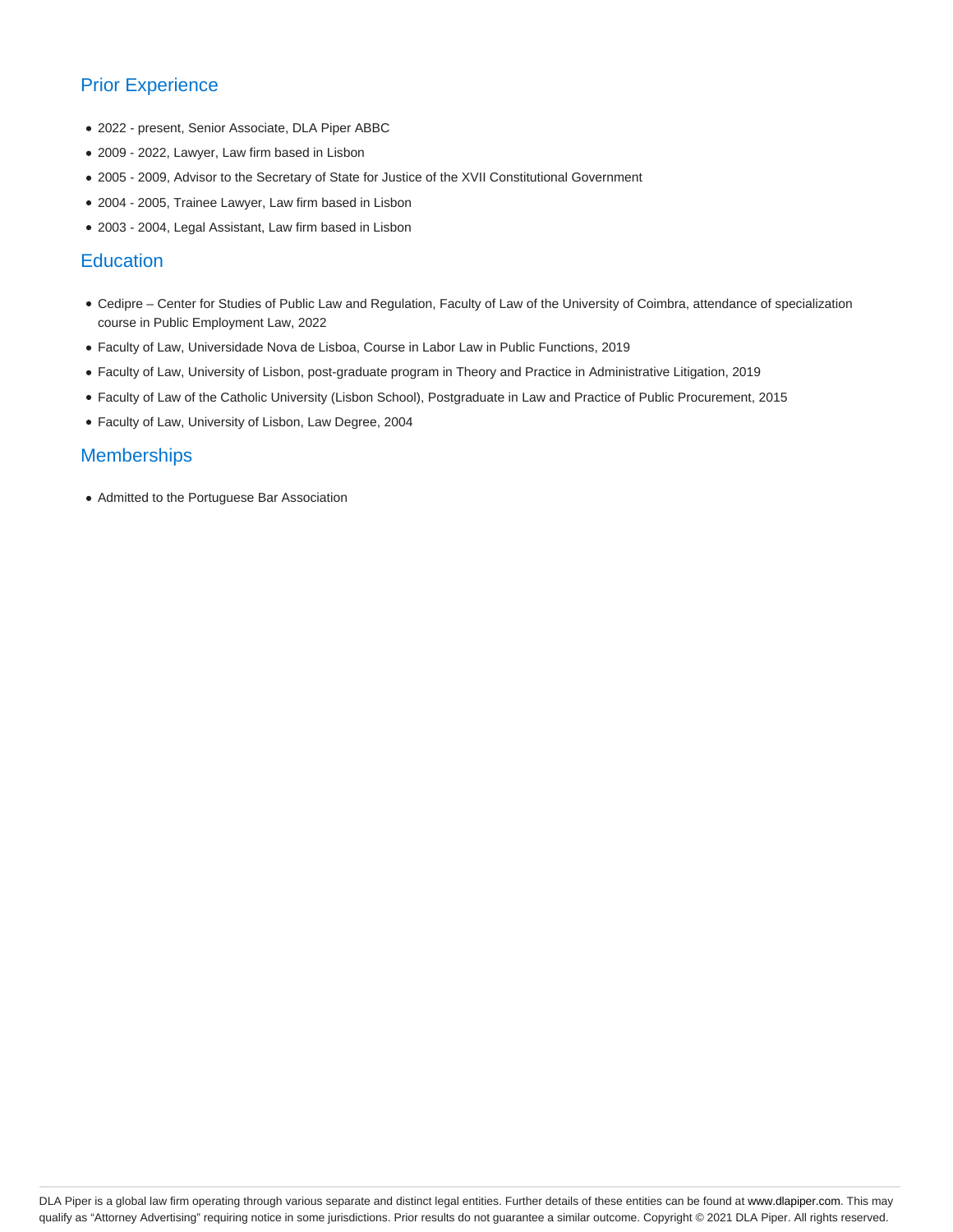## Prior Experience

- 2022 - present, Senior Associate, DLA Piper ABBC
- 2009 - 2022, Lawyer, Law firm based in Lisbon
- 2005 - 2009, Advisor to the Secretary of State for Justice of the XVII Constitutional Government
- 2004 - 2005, Trainee Lawyer, Law firm based in Lisbon
- 2003 - 2004, Legal Assistant, Law firm based in Lisbon

## Education

- Cedipre – Center for Studies of Public Law and Regulation, Faculty of Law of the University of Coimbra, attendance of specialization course in Public Employment Law, 2022
- Faculty of Law, Universidade Nova de Lisboa, Course in Labor Law in Public Functions, 2019
- Faculty of Law, University of Lisbon, post-graduate program in Theory and Practice in Administrative Litigation, 2019
- Faculty of Law of the Catholic University (Lisbon School), Postgraduate in Law and Practice of Public Procurement, 2015
- Faculty of Law, University of Lisbon, Law Degree, 2004

## Memberships

- Admitted to the Portuguese Bar Association

DLA Piper is a global law firm operating through various separate and distinct legal entities. Further details of these entities can be found at www.dlapiper.com. This may qualify as "Attorney Advertising" requiring notice in some jurisdictions. Prior results do not guarantee a similar outcome. Copyright © 2021 DLA Piper. All rights reserved.